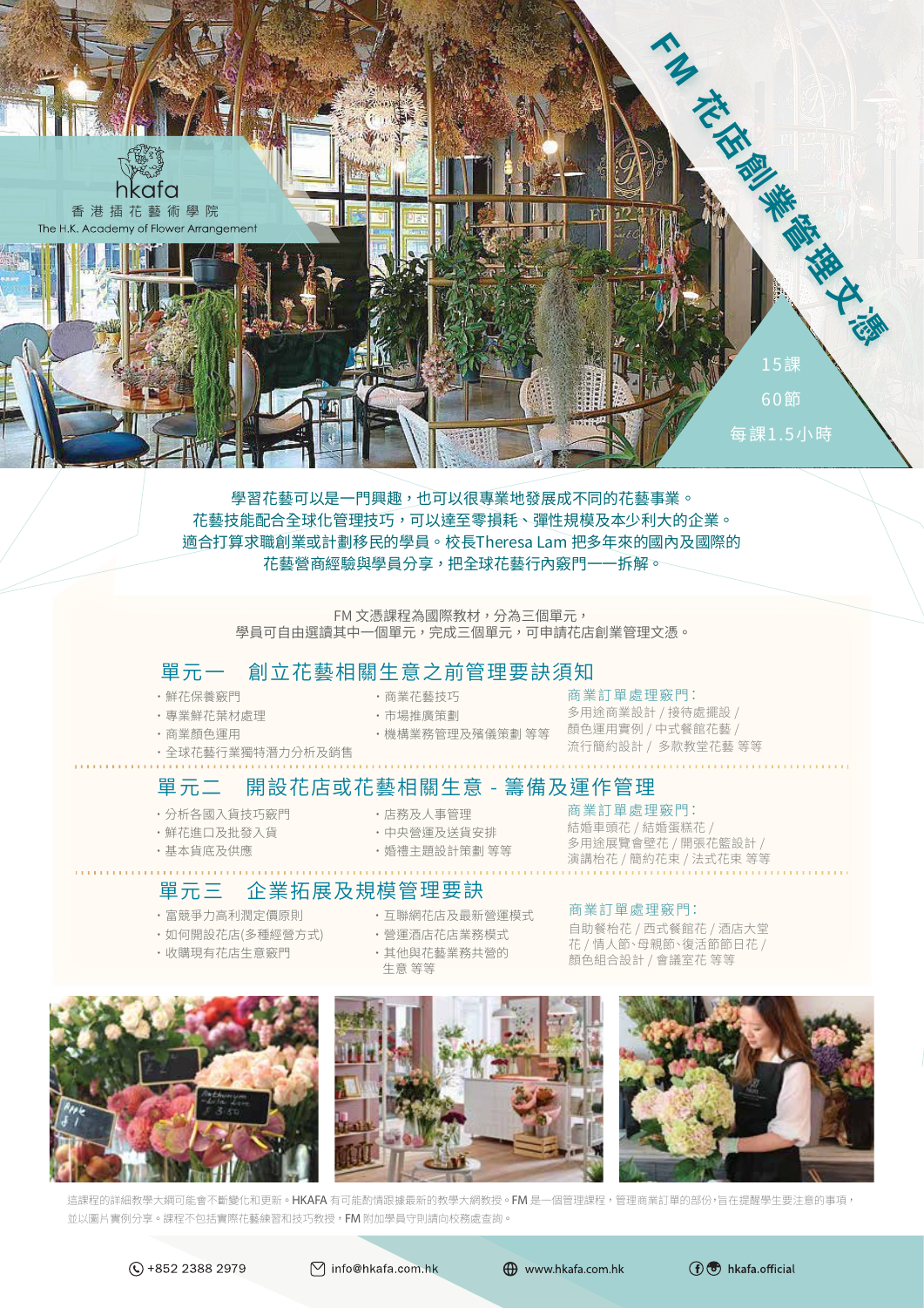hkafa
香港插花藝術學院
The H.K. Academy of Flower Arrangement

# FM 花店創業管理文憑

15課
60節
每課1.5小時

學習花藝可以是一門興趣，也可以很專業地發展成不同的花藝事業。
花藝技能配合全球化管理技巧，可以達至零損耗、彈性規模及本少利大的企業。
適合打算求職創業或計劃移民的學員。校長Theresa Lam 把多年來的國內及國際的
花藝營商經驗與學員分享，把全球花藝行內竅門——拆解。

FM 文憑課程為國際教材，分為三個單元，
學員可自由選讀其中一個單元，完成三個單元，可申請花店創業管理文憑。

## 單元一 創立花藝相關生意之前管理要訣須知

- 鮮花保養竅門
- 專業鮮花葉材處理
- 商業顏色運用
- 全球花藝行業獨特潛力分析及銷售
- 商業花藝技巧
- 市場推廣策劃
- 機構業務管理及殯儀策劃 等等

商業訂單處理竅門：
多用途商業設計 / 接待處擺設 /
顏色運用實例 / 中式餐館花藝 /
流行簡約設計 / 多款教堂花藝 等等

## 單元二 開設花店或花藝相關生意 - 籌備及運作管理

- 分析各國入貨技巧竅門
- 鮮花進口及批發入貨
- 基本貨底及供應
- 店務及人事管理
- 中央營運及送貨安排
- 婚禮主題設計策劃 等等

商業訂單處理竅門：
結婚車頭花 / 結婚蛋糕花 /
多用途展覽會壁花 / 開張花籃設計 /
演講枱花 / 簡約花束 / 法式花束 等等

## 單元三 企業拓展及規模管理要訣

- 富競爭力高利潤定價原則
- 如何開設花店(多種經營方式)
- 收購現有花店生意竅門
- 互聯網花店及最新營運模式
- 營運酒店花店業務模式
- 其他與花藝業務共營的生意 等等

商業訂單處理竅門：
自助餐枱花 / 西式餐館花 / 酒店大堂花 / 情人節、母親節、復活節節日花 /
顏色組合設計 / 會議室花 等等

這課程的詳細教學大綱可能會不斷變化和更新。HKAFA 有可能酌情跟據最新的教學大綱教授。FM 是一個管理課程，管理商業訂單的部份，旨在提醒學生要注意的事項，並以圖片實例分享。課程不包括實際花藝練習和技巧教授，FM 附加學員守則請向校務處查詢。

+852 2388 2979　info@hkafa.com.hk　www.hkafa.com.hk　hkafa.official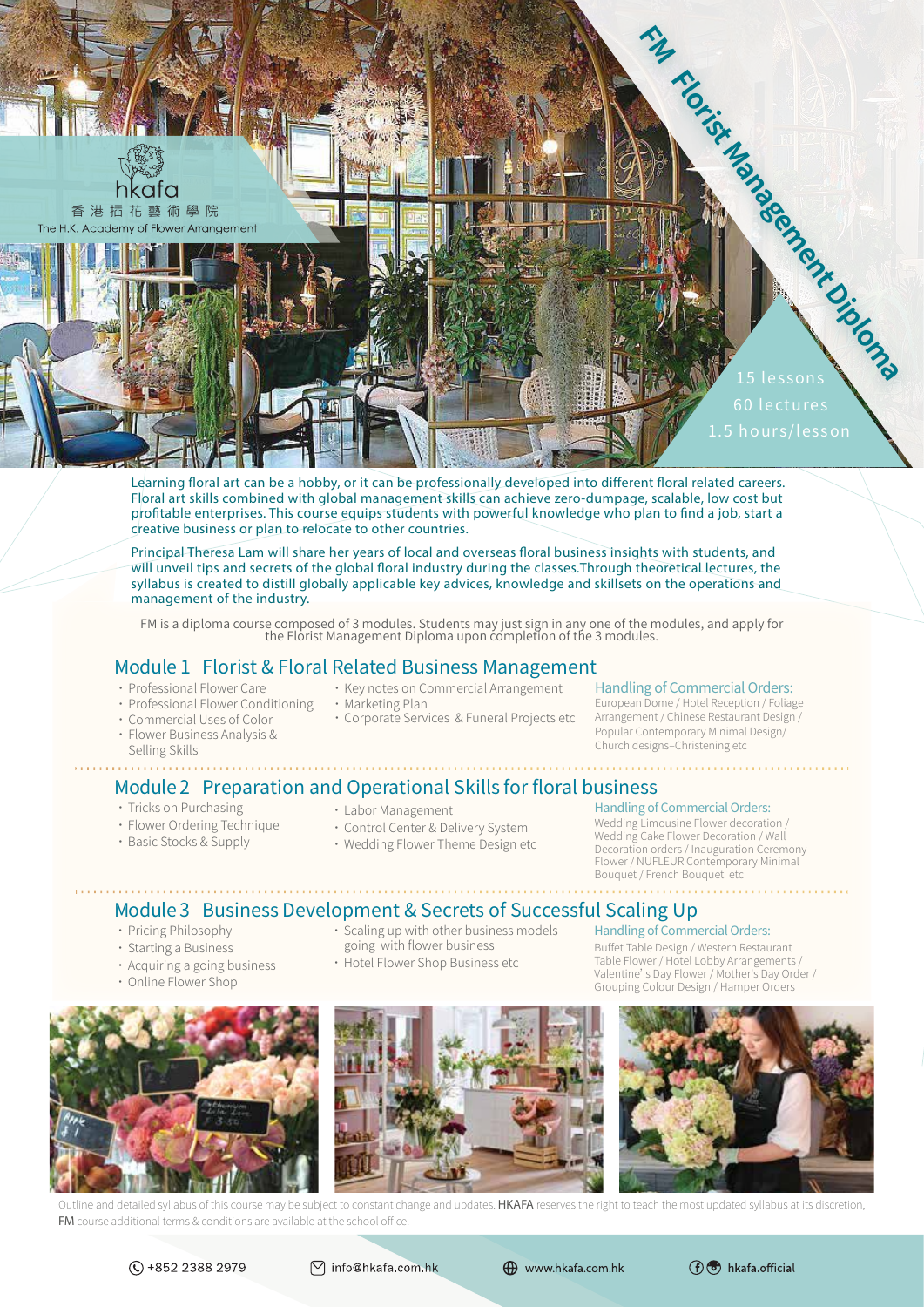hkafa

香港插花藝術學院

The H.K. Academy of Flower Arrangement

# FM Florist Management Diploma

15 lessons
60 lectures
1.5 hours/lesson

Learning floral art can be a hobby, or it can be professionally developed into different floral related careers. Floral art skills combined with global management skills can achieve zero-dumpage, scalable, low cost but profitable enterprises. This course equips students with powerful knowledge who plan to find a job, start a creative business or plan to relocate to other countries.

Principal Theresa Lam will share her years of local and overseas floral business insights with students, and will unveil tips and secrets of the global floral industry during the classes.Through theoretical lectures, the syllabus is created to distill globally applicable key advices, knowledge and skillsets on the operations and management of the industry.

FM is a diploma course composed of 3 modules. Students may just sign in any one of the modules, and apply for the Florist Management Diploma upon completion of the 3 modules.

## Module 1 Florist & Floral Related Business Management

- Professional Flower Care
- Professional Flower Conditioning
- Commercial Uses of Color
- Flower Business Analysis & Selling Skills
- Key notes on Commercial Arrangement
- Marketing Plan
- Corporate Services & Funeral Projects etc

**Handling of Commercial Orders:**
European Dome / Hotel Reception / Foliage Arrangement / Chinese Restaurant Design / Popular Contemporary Minimal Design/ Church designs–Christening etc

## Module 2 Preparation and Operational Skills for floral business

- Tricks on Purchasing
- Flower Ordering Technique
- Basic Stocks & Supply
- Labor Management
- Control Center & Delivery System
- Wedding Flower Theme Design etc

**Handling of Commercial Orders:**
Wedding Limousine Flower decoration / Wedding Cake Flower Decoration / Wall Decoration orders / Inauguration Ceremony Flower / NUFLEUR Contemporary Minimal Bouquet / French Bouquet etc

## Module 3 Business Development & Secrets of Successful Scaling Up

- Pricing Philosophy
- Starting a Business
- Acquiring a going business
- Online Flower Shop
- Scaling up with other business models going with flower business
- Hotel Flower Shop Business etc

**Handling of Commercial Orders:**
Buffet Table Design / Western Restaurant Table Flower / Hotel Lobby Arrangements / Valentine's Day Flower / Mother's Day Order / Grouping Colour Design / Hamper Orders

Outline and detailed syllabus of this course may be subject to constant change and updates. **HKAFA** reserves the right to teach the most updated syllabus at its discretion, **FM** course additional terms & conditions are available at the school office.

+852 2388 2979 | info@hkafa.com.hk | www.hkafa.com.hk | hkafa.official